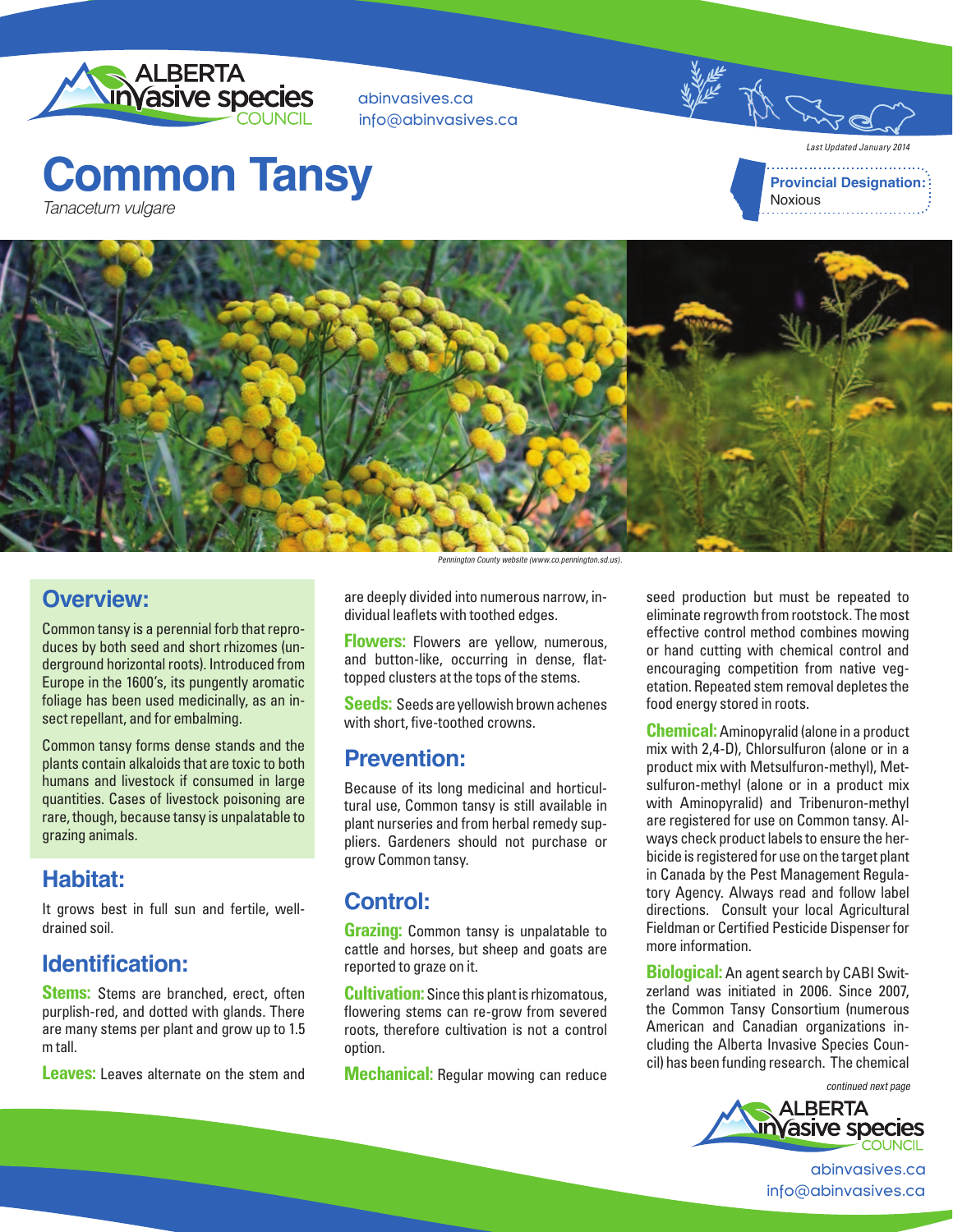# Common Tansy

*Tanacetum vulgare*

abinvasives.ca
info@abinvasives.ca

*Last Updated January 2014*

**Provincial Designation:** Noxious

*Pennington County website (www.co.pennington.sd.us).*

## Overview:

Common tansy is a perennial forb that reproduces by both seed and short rhizomes (underground horizontal roots). Introduced from Europe in the 1600's, its pungently aromatic foliage has been used medicinally, as an insect repellant, and for embalming.

Common tansy forms dense stands and the plants contain alkaloids that are toxic to both humans and livestock if consumed in large quantities. Cases of livestock poisoning are rare, though, because tansy is unpalatable to grazing animals.

## Habitat:

It grows best in full sun and fertile, well-drained soil.

## Identification:

**Stems:** Stems are branched, erect, often purplish-red, and dotted with glands. There are many stems per plant and grow up to 1.5 m tall.

**Leaves:** Leaves alternate on the stem and are deeply divided into numerous narrow, individual leaflets with toothed edges.

**Flowers:** Flowers are yellow, numerous, and button-like, occurring in dense, flat-topped clusters at the tops of the stems.

**Seeds:** Seeds are yellowish brown achenes with short, five-toothed crowns.

## Prevention:

Because of its long medicinal and horticultural use, Common tansy is still available in plant nurseries and from herbal remedy suppliers. Gardeners should not purchase or grow Common tansy.

## Control:

**Grazing:** Common tansy is unpalatable to cattle and horses, but sheep and goats are reported to graze on it.

**Cultivation:** Since this plant is rhizomatous, flowering stems can re-grow from severed roots, therefore cultivation is not a control option.

**Mechanical:** Regular mowing can reduce seed production but must be repeated to eliminate regrowth from rootstock. The most effective control method combines mowing or hand cutting with chemical control and encouraging competition from native vegetation. Repeated stem removal depletes the food energy stored in roots.

**Chemical:** Aminopyralid (alone in a product mix with 2,4-D), Chlorsulfuron (alone or in a product mix with Metsulfuron-methyl), Metsulfuron-methyl (alone or in a product mix with Aminopyralid) and Tribenuron-methyl are registered for use on Common tansy. Always check product labels to ensure the herbicide is registered for use on the target plant in Canada by the Pest Management Regulatory Agency. Always read and follow label directions. Consult your local Agricultural Fieldman or Certified Pesticide Dispenser for more information.

**Biological:** An agent search by CABI Switzerland was initiated in 2006. Since 2007, the Common Tansy Consortium (numerous American and Canadian organizations including the Alberta Invasive Species Council) has been funding research. The chemical

*continued next page*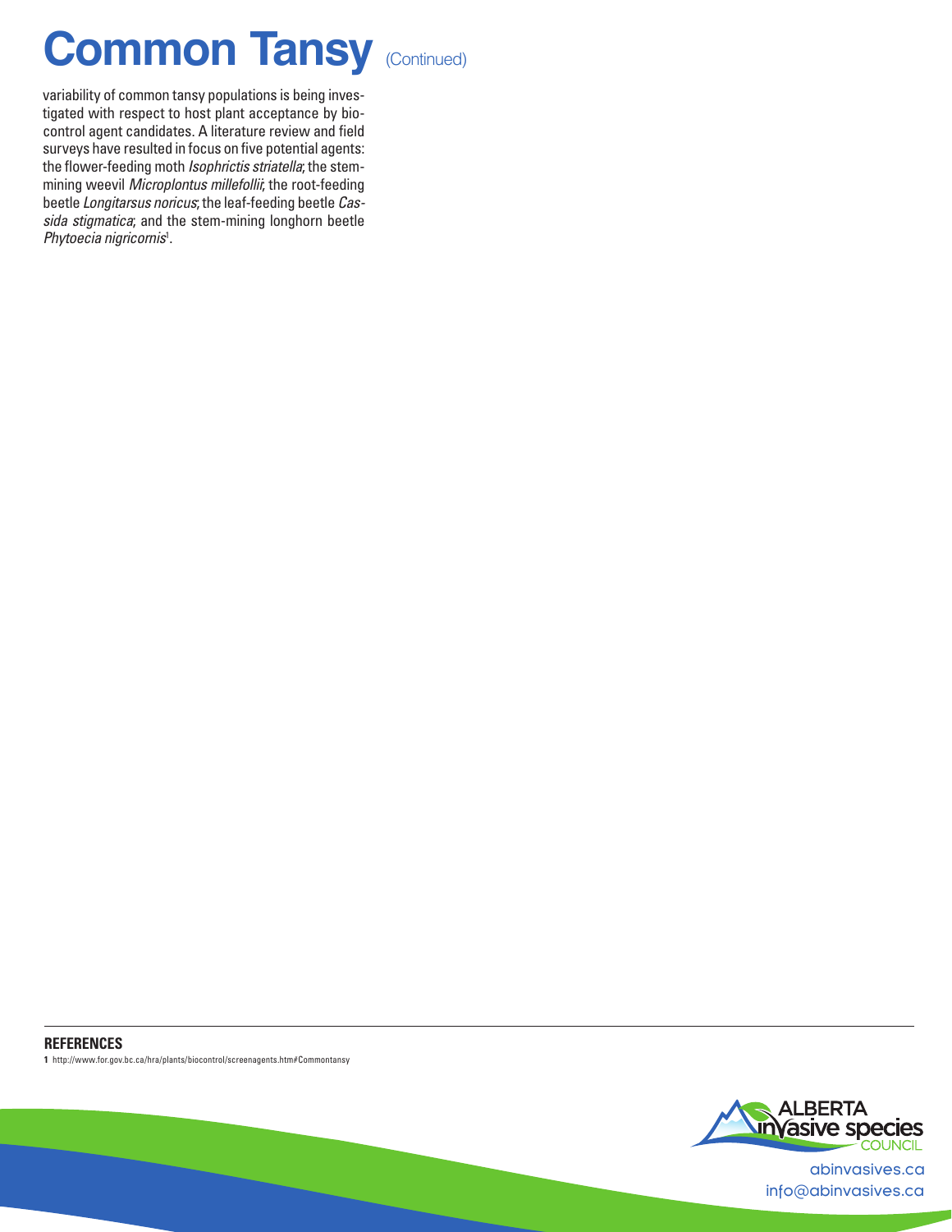# Common Tansy (Continued)

variability of common tansy populations is being investigated with respect to host plant acceptance by biocontrol agent candidates. A literature review and field surveys have resulted in focus on five potential agents: the flower-feeding moth *Isophrictis striatella*; the stem-mining weevil *Microplontus millefollii*; the root-feeding beetle *Longitarsus noricus*; the leaf-feeding beetle *Cassida stigmatica*; and the stem-mining longhorn beetle *Phytoecia nigricornis*[1].

**REFERENCES**

**1** http://www.for.gov.bc.ca/hra/plants/biocontrol/screenagents.htm#Commontansy

ALBERTA invasive species COUNCIL

abinvasives.ca
info@abinvasives.ca